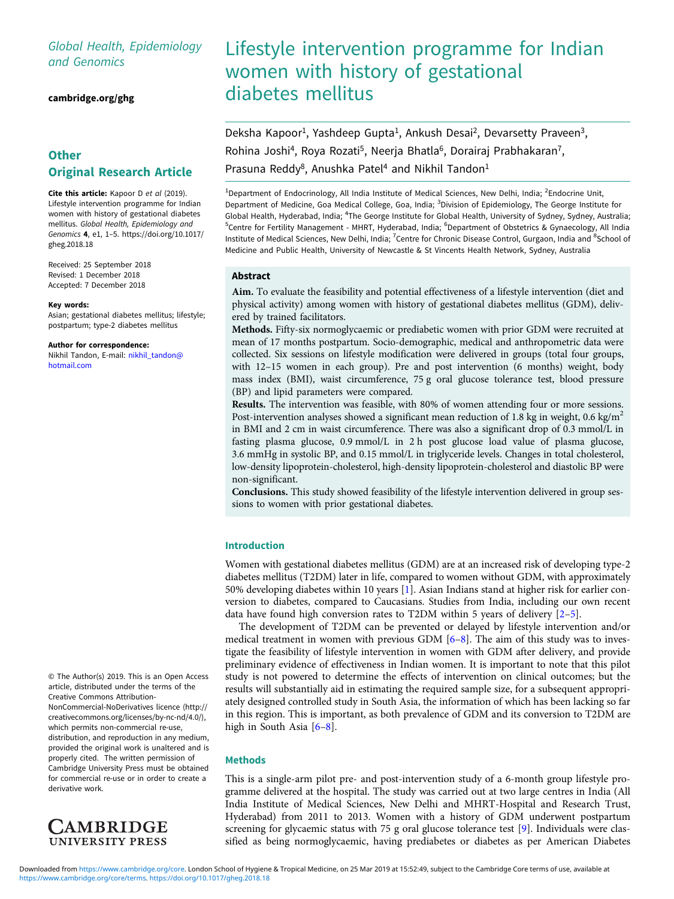Global Health, Epidemiology and Genomics

cambridge.org/ghg

**Other Original Research Article**

**Cite this article:** Kapoor D *et al* (2019). Lifestyle intervention programme for Indian women with history of gestational diabetes mellitus. *Global Health, Epidemiology and Genomics* **4**, e1, 1–5. https://doi.org/10.1017/gheg.2018.18

Received: 25 September 2018
Revised: 1 December 2018
Accepted: 7 December 2018

**Key words:**
Asian; gestational diabetes mellitus; lifestyle; postpartum; type-2 diabetes mellitus

**Author for correspondence:**
Nikhil Tandon, E-mail: nikhil_tandon@hotmail.com

© The Author(s) 2019. This is an Open Access article, distributed under the terms of the Creative Commons Attribution-NonCommercial-NoDerivatives licence (http://creativecommons.org/licenses/by-nc-nd/4.0/), which permits non-commercial re-use, distribution, and reproduction in any medium, provided the original work is unaltered and is properly cited. The written permission of Cambridge University Press must be obtained for commercial re-use or in order to create a derivative work.

# Lifestyle intervention programme for Indian women with history of gestational diabetes mellitus

Deksha Kapoor[1], Yashdeep Gupta[1], Ankush Desai[2], Devarsetty Praveen[3], Rohina Joshi[4], Roya Rozati[5], Neerja Bhatla[6], Dorairaj Prabhakaran[7], Prasuna Reddy[8], Anushka Patel[4] and Nikhil Tandon[1]

[1]Department of Endocrinology, All India Institute of Medical Sciences, New Delhi, India; [2]Endocrine Unit, Department of Medicine, Goa Medical College, Goa, India; [3]Division of Epidemiology, The George Institute for Global Health, Hyderabad, India; [4]The George Institute for Global Health, University of Sydney, Sydney, Australia; [5]Centre for Fertility Management - MHRT, Hyderabad, India; [6]Department of Obstetrics & Gynaecology, All India Institute of Medical Sciences, New Delhi, India; [7]Centre for Chronic Disease Control, Gurgaon, India and [8]School of Medicine and Public Health, University of Newcastle & St Vincents Health Network, Sydney, Australia

## Abstract

**Aim.** To evaluate the feasibility and potential effectiveness of a lifestyle intervention (diet and physical activity) among women with history of gestational diabetes mellitus (GDM), delivered by trained facilitators.

**Methods.** Fifty-six normoglycaemic or prediabetic women with prior GDM were recruited at mean of 17 months postpartum. Socio-demographic, medical and anthropometric data were collected. Six sessions on lifestyle modification were delivered in groups (total four groups, with 12–15 women in each group). Pre and post intervention (6 months) weight, body mass index (BMI), waist circumference, 75 g oral glucose tolerance test, blood pressure (BP) and lipid parameters were compared.

**Results.** The intervention was feasible, with 80% of women attending four or more sessions. Post-intervention analyses showed a significant mean reduction of 1.8 kg in weight, 0.6 kg/m$^2$ in BMI and 2 cm in waist circumference. There was also a significant drop of 0.3 mmol/L in fasting plasma glucose, 0.9 mmol/L in 2 h post glucose load value of plasma glucose, 3.6 mmHg in systolic BP, and 0.15 mmol/L in triglyceride levels. Changes in total cholesterol, low-density lipoprotein-cholesterol, high-density lipoprotein-cholesterol and diastolic BP were non-significant.

**Conclusions.** This study showed feasibility of the lifestyle intervention delivered in group sessions to women with prior gestational diabetes.

## Introduction

Women with gestational diabetes mellitus (GDM) are at an increased risk of developing type-2 diabetes mellitus (T2DM) later in life, compared to women without GDM, with approximately 50% developing diabetes within 10 years [1]. Asian Indians stand at higher risk for earlier conversion to diabetes, compared to Caucasians. Studies from India, including our own recent data have found high conversion rates to T2DM within 5 years of delivery [2–5].

The development of T2DM can be prevented or delayed by lifestyle intervention and/or medical treatment in women with previous GDM [6–8]. The aim of this study was to investigate the feasibility of lifestyle intervention in women with GDM after delivery, and provide preliminary evidence of effectiveness in Indian women. It is important to note that this pilot study is not powered to determine the effects of intervention on clinical outcomes; but the results will substantially aid in estimating the required sample size, for a subsequent appropriately designed controlled study in South Asia, the information of which has been lacking so far in this region. This is important, as both prevalence of GDM and its conversion to T2DM are high in South Asia [6–8].

## Methods

This is a single-arm pilot pre- and post-intervention study of a 6-month group lifestyle programme delivered at the hospital. The study was carried out at two large centres in India (All India Institute of Medical Sciences, New Delhi and MHRT-Hospital and Research Trust, Hyderabad) from 2011 to 2013. Women with a history of GDM underwent postpartum screening for glycaemic status with 75 g oral glucose tolerance test [9]. Individuals were classified as being normoglycaemic, having prediabetes or diabetes as per American Diabetes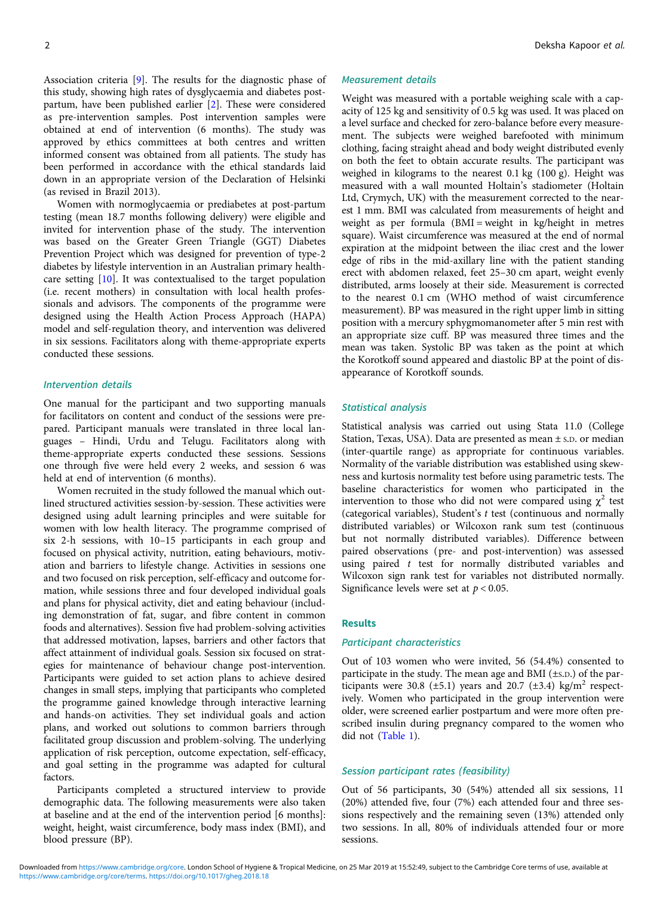Association criteria [9]. The results for the diagnostic phase of this study, showing high rates of dysglycaemia and diabetes post-partum, have been published earlier [2]. These were considered as pre-intervention samples. Post intervention samples were obtained at end of intervention (6 months). The study was approved by ethics committees at both centres and written informed consent was obtained from all patients. The study has been performed in accordance with the ethical standards laid down in an appropriate version of the Declaration of Helsinki (as revised in Brazil 2013).

Women with normoglycaemia or prediabetes at post-partum testing (mean 18.7 months following delivery) were eligible and invited for intervention phase of the study. The intervention was based on the Greater Green Triangle (GGT) Diabetes Prevention Project which was designed for prevention of type-2 diabetes by lifestyle intervention in an Australian primary health-care setting [10]. It was contextualised to the target population (i.e. recent mothers) in consultation with local health professionals and advisors. The components of the programme were designed using the Health Action Process Approach (HAPA) model and self-regulation theory, and intervention was delivered in six sessions. Facilitators along with theme-appropriate experts conducted these sessions.

### Intervention details

One manual for the participant and two supporting manuals for facilitators on content and conduct of the sessions were prepared. Participant manuals were translated in three local languages – Hindi, Urdu and Telugu. Facilitators along with theme-appropriate experts conducted these sessions. Sessions one through five were held every 2 weeks, and session 6 was held at end of intervention (6 months).

Women recruited in the study followed the manual which outlined structured activities session-by-session. These activities were designed using adult learning principles and were suitable for women with low health literacy. The programme comprised of six 2-h sessions, with 10–15 participants in each group and focused on physical activity, nutrition, eating behaviours, motivation and barriers to lifestyle change. Activities in sessions one and two focused on risk perception, self-efficacy and outcome formation, while sessions three and four developed individual goals and plans for physical activity, diet and eating behaviour (including demonstration of fat, sugar, and fibre content in common foods and alternatives). Session five had problem-solving activities that addressed motivation, lapses, barriers and other factors that affect attainment of individual goals. Session six focused on strategies for maintenance of behaviour change post-intervention. Participants were guided to set action plans to achieve desired changes in small steps, implying that participants who completed the programme gained knowledge through interactive learning and hands-on activities. They set individual goals and action plans, and worked out solutions to common barriers through facilitated group discussion and problem-solving. The underlying application of risk perception, outcome expectation, self-efficacy, and goal setting in the programme was adapted for cultural factors.

Participants completed a structured interview to provide demographic data. The following measurements were also taken at baseline and at the end of the intervention period [6 months]: weight, height, waist circumference, body mass index (BMI), and blood pressure (BP).

### Measurement details

Weight was measured with a portable weighing scale with a capacity of 125 kg and sensitivity of 0.5 kg was used. It was placed on a level surface and checked for zero-balance before every measurement. The subjects were weighed barefooted with minimum clothing, facing straight ahead and body weight distributed evenly on both the feet to obtain accurate results. The participant was weighed in kilograms to the nearest 0.1 kg (100 g). Height was measured with a wall mounted Holtain's stadiometer (Holtain Ltd, Crymych, UK) with the measurement corrected to the nearest 1 mm. BMI was calculated from measurements of height and weight as per formula (BMI = weight in kg/height in metres square). Waist circumference was measured at the end of normal expiration at the midpoint between the iliac crest and the lower edge of ribs in the mid-axillary line with the patient standing erect with abdomen relaxed, feet 25–30 cm apart, weight evenly distributed, arms loosely at their side. Measurement is corrected to the nearest 0.1 cm (WHO method of waist circumference measurement). BP was measured in the right upper limb in sitting position with a mercury sphygmomanometer after 5 min rest with an appropriate size cuff. BP was measured three times and the mean was taken. Systolic BP was taken as the point at which the Korotkoff sound appeared and diastolic BP at the point of disappearance of Korotkoff sounds.

### Statistical analysis

Statistical analysis was carried out using Stata 11.0 (College Station, Texas, USA). Data are presented as mean ± S.D. or median (inter-quartile range) as appropriate for continuous variables. Normality of the variable distribution was established using skewness and kurtosis normality test before using parametric tests. The baseline characteristics for women who participated in the intervention to those who did not were compared using $\chi^2$ test (categorical variables), Student's $t$ test (continuous and normally distributed variables) or Wilcoxon rank sum test (continuous but not normally distributed variables). Difference between paired observations (pre- and post-intervention) was assessed using paired $t$ test for normally distributed variables and Wilcoxon sign rank test for variables not distributed normally. Significance levels were set at $p < 0.05$.

## Results

### Participant characteristics

Out of 103 women who were invited, 56 (54.4%) consented to participate in the study. The mean age and BMI (±S.D.) of the participants were 30.8 (±5.1) years and 20.7 (±3.4) kg/m$^2$ respectively. Women who participated in the group intervention were older, were screened earlier postpartum and were more often prescribed insulin during pregnancy compared to the women who did not (Table 1).

### Session participant rates (feasibility)

Out of 56 participants, 30 (54%) attended all six sessions, 11 (20%) attended five, four (7%) each attended four and three sessions respectively and the remaining seven (13%) attended only two sessions. In all, 80% of individuals attended four or more sessions.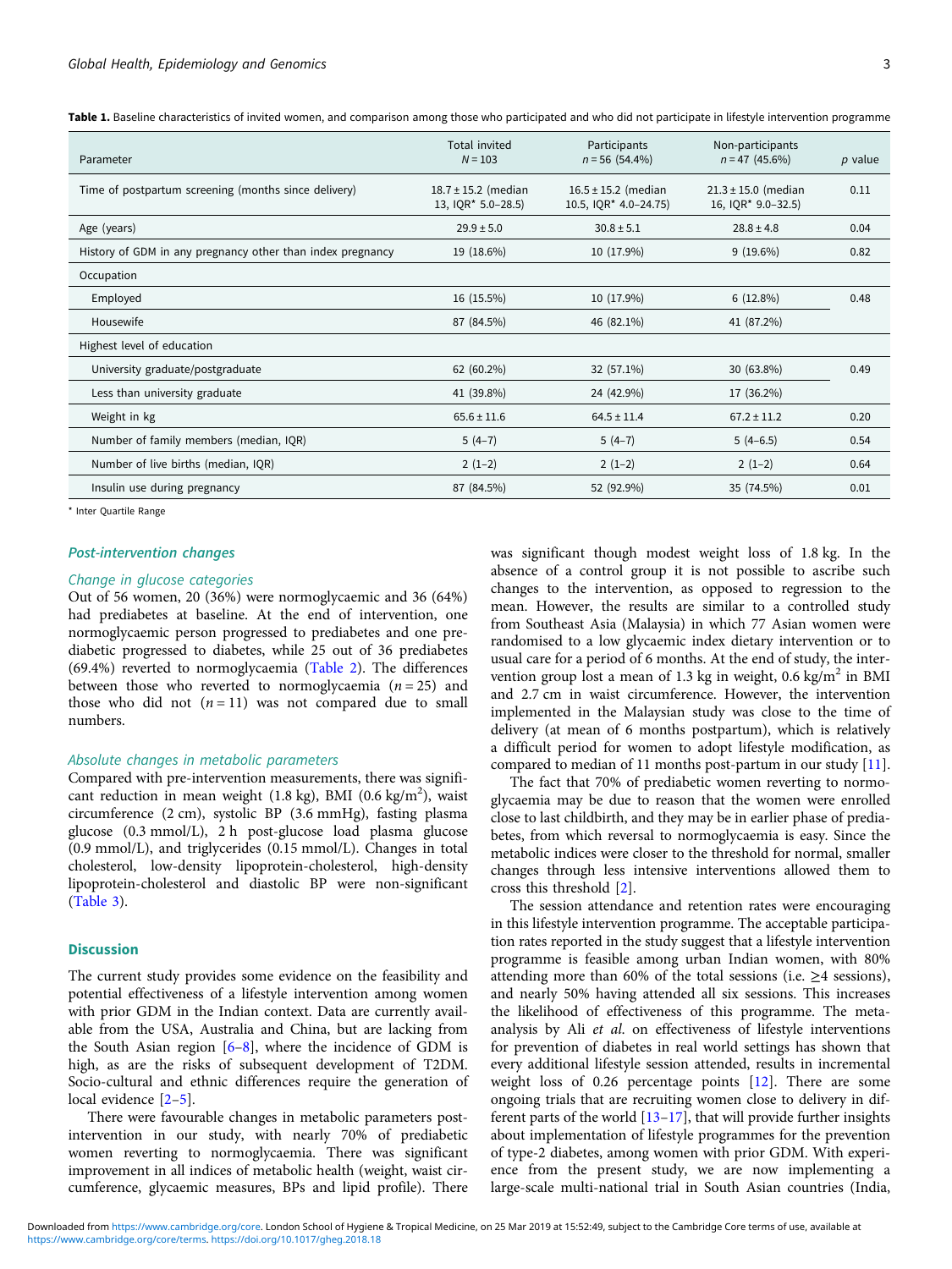**Table 1.** Baseline characteristics of invited women, and comparison among those who participated and who did not participate in lifestyle intervention programme

| Parameter | Total invited $N = 103$ | Participants $n = 56$ (54.4%) | Non-participants $n = 47$ (45.6%) | $p$ value |
|---|---|---|---|---|
| Time of postpartum screening (months since delivery) | 18.7 ± 15.2 (median 13, IQR* 5.0–28.5) | 16.5 ± 15.2 (median 10.5, IQR* 4.0–24.75) | 21.3 ± 15.0 (median 16, IQR* 9.0–32.5) | 0.11 |
| Age (years) | 29.9 ± 5.0 | 30.8 ± 5.1 | 28.8 ± 4.8 | 0.04 |
| History of GDM in any pregnancy other than index pregnancy | 19 (18.6%) | 10 (17.9%) | 9 (19.6%) | 0.82 |
| Occupation | | | | |
| Employed | 16 (15.5%) | 10 (17.9%) | 6 (12.8%) | 0.48 |
| Housewife | 87 (84.5%) | 46 (82.1%) | 41 (87.2%) | |
| Highest level of education | | | | |
| University graduate/postgraduate | 62 (60.2%) | 32 (57.1%) | 30 (63.8%) | 0.49 |
| Less than university graduate | 41 (39.8%) | 24 (42.9%) | 17 (36.2%) | |
| Weight in kg | 65.6 ± 11.6 | 64.5 ± 11.4 | 67.2 ± 11.2 | 0.20 |
| Number of family members (median, IQR) | 5 (4–7) | 5 (4–7) | 5 (4–6.5) | 0.54 |
| Number of live births (median, IQR) | 2 (1–2) | 2 (1–2) | 2 (1–2) | 0.64 |
| Insulin use during pregnancy | 87 (84.5%) | 52 (92.9%) | 35 (74.5%) | 0.01 |

\* Inter Quartile Range

### Post-intervention changes

#### Change in glucose categories

Out of 56 women, 20 (36%) were normoglycaemic and 36 (64%) had prediabetes at baseline. At the end of intervention, one normoglycaemic person progressed to prediabetes and one prediabetic progressed to diabetes, while 25 out of 36 prediabetes (69.4%) reverted to normoglycaemia (Table 2). The differences between those who reverted to normoglycaemia ($n = 25$) and those who did not ($n = 11$) was not compared due to small numbers.

#### Absolute changes in metabolic parameters

Compared with pre-intervention measurements, there was significant reduction in mean weight (1.8 kg), BMI (0.6 kg/m$^2$), waist circumference (2 cm), systolic BP (3.6 mmHg), fasting plasma glucose (0.3 mmol/L), 2 h post-glucose load plasma glucose (0.9 mmol/L), and triglycerides (0.15 mmol/L). Changes in total cholesterol, low-density lipoprotein-cholesterol, high-density lipoprotein-cholesterol and diastolic BP were non-significant (Table 3).

## Discussion

The current study provides some evidence on the feasibility and potential effectiveness of a lifestyle intervention among women with prior GDM in the Indian context. Data are currently available from the USA, Australia and China, but are lacking from the South Asian region [6–8], where the incidence of GDM is high, as are the risks of subsequent development of T2DM. Socio-cultural and ethnic differences require the generation of local evidence [2–5].

There were favourable changes in metabolic parameters post-intervention in our study, with nearly 70% of prediabetic women reverting to normoglycaemia. There was significant improvement in all indices of metabolic health (weight, waist circumference, glycaemic measures, BPs and lipid profile). There was significant though modest weight loss of 1.8 kg. In the absence of a control group it is not possible to ascribe such changes to the intervention, as opposed to regression to the mean. However, the results are similar to a controlled study from Southeast Asia (Malaysia) in which 77 Asian women were randomised to a low glycaemic index dietary intervention or to usual care for a period of 6 months. At the end of study, the intervention group lost a mean of 1.3 kg in weight, 0.6 kg/m$^2$ in BMI and 2.7 cm in waist circumference. However, the intervention implemented in the Malaysian study was close to the time of delivery (at mean of 6 months postpartum), which is relatively a difficult period for women to adopt lifestyle modification, as compared to median of 11 months post-partum in our study [11].

The fact that 70% of prediabetic women reverting to normoglycaemia may be due to reason that the women were enrolled close to last childbirth, and they may be in earlier phase of prediabetes, from which reversal to normoglycaemia is easy. Since the metabolic indices were closer to the threshold for normal, smaller changes through less intensive interventions allowed them to cross this threshold [2].

The session attendance and retention rates were encouraging in this lifestyle intervention programme. The acceptable participation rates reported in the study suggest that a lifestyle intervention programme is feasible among urban Indian women, with 80% attending more than 60% of the total sessions (i.e. ≥4 sessions), and nearly 50% having attended all six sessions. This increases the likelihood of effectiveness of this programme. The meta-analysis by Ali *et al.* on effectiveness of lifestyle interventions for prevention of diabetes in real world settings has shown that every additional lifestyle session attended, results in incremental weight loss of 0.26 percentage points [12]. There are some ongoing trials that are recruiting women close to delivery in different parts of the world [13–17], that will provide further insights about implementation of lifestyle programmes for the prevention of type-2 diabetes, among women with prior GDM. With experience from the present study, we are now implementing a large-scale multi-national trial in South Asian countries (India,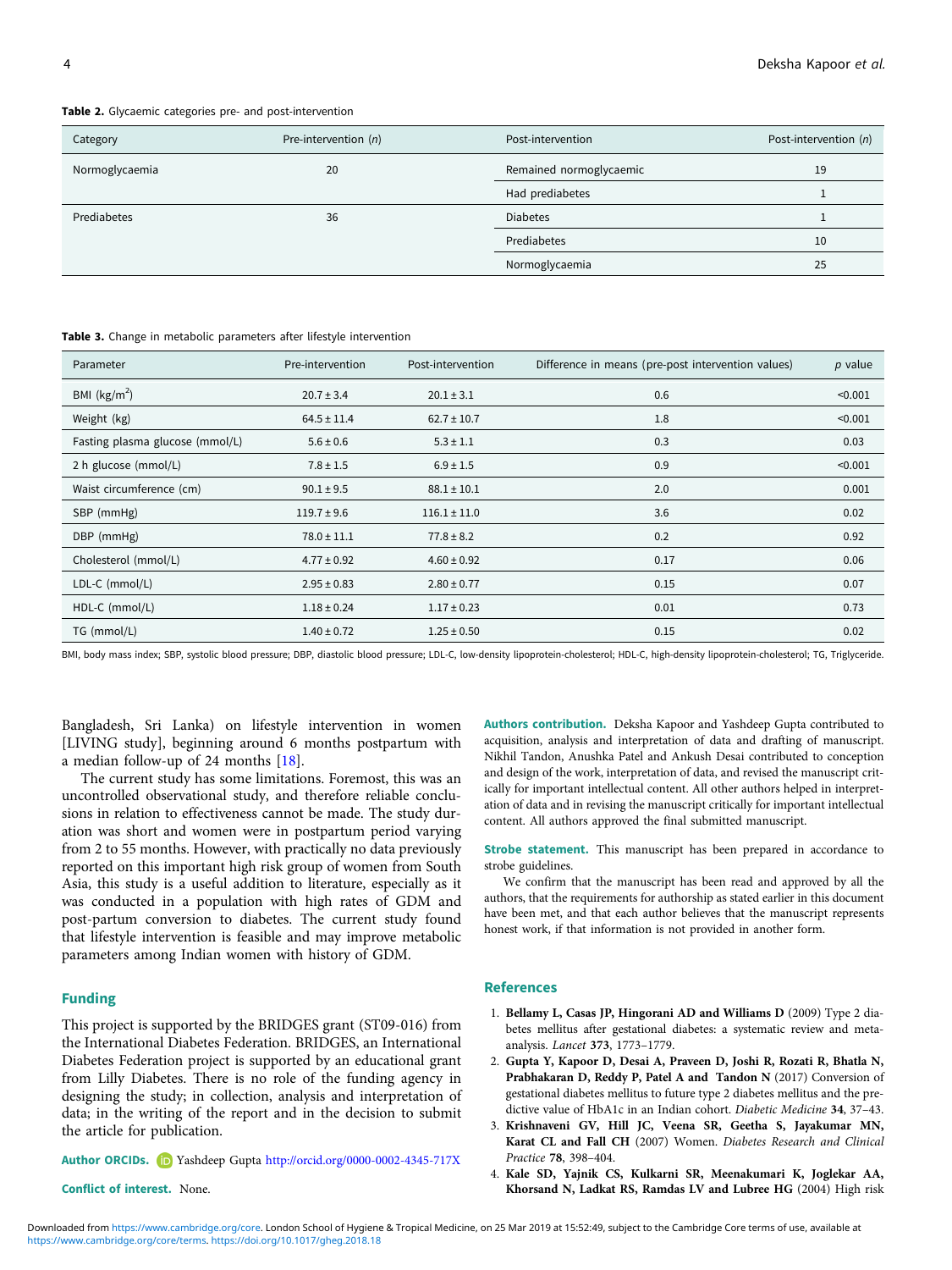**Table 2.** Glycaemic categories pre- and post-intervention

| Category | Pre-intervention (*n*) | Post-intervention | Post-intervention (*n*) |
|---|---|---|---|
| Normoglycaemia | 20 | Remained normoglycaemic | 19 |
| | | Had prediabetes | 1 |
| Prediabetes | 36 | Diabetes | 1 |
| | | Prediabetes | 10 |
| | | Normoglycaemia | 25 |

**Table 3.** Change in metabolic parameters after lifestyle intervention

| Parameter | Pre-intervention | Post-intervention | Difference in means (pre-post intervention values) | *p* value |
|---|---|---|---|---|
| BMI (kg/m$^2$) | 20.7 ± 3.4 | 20.1 ± 3.1 | 0.6 | <0.001 |
| Weight (kg) | 64.5 ± 11.4 | 62.7 ± 10.7 | 1.8 | <0.001 |
| Fasting plasma glucose (mmol/L) | 5.6 ± 0.6 | 5.3 ± 1.1 | 0.3 | 0.03 |
| 2 h glucose (mmol/L) | 7.8 ± 1.5 | 6.9 ± 1.5 | 0.9 | <0.001 |
| Waist circumference (cm) | 90.1 ± 9.5 | 88.1 ± 10.1 | 2.0 | 0.001 |
| SBP (mmHg) | 119.7 ± 9.6 | 116.1 ± 11.0 | 3.6 | 0.02 |
| DBP (mmHg) | 78.0 ± 11.1 | 77.8 ± 8.2 | 0.2 | 0.92 |
| Cholesterol (mmol/L) | 4.77 ± 0.92 | 4.60 ± 0.92 | 0.17 | 0.06 |
| LDL-C (mmol/L) | 2.95 ± 0.83 | 2.80 ± 0.77 | 0.15 | 0.07 |
| HDL-C (mmol/L) | 1.18 ± 0.24 | 1.17 ± 0.23 | 0.01 | 0.73 |
| TG (mmol/L) | 1.40 ± 0.72 | 1.25 ± 0.50 | 0.15 | 0.02 |

BMI, body mass index; SBP, systolic blood pressure; DBP, diastolic blood pressure; LDL-C, low-density lipoprotein-cholesterol; HDL-C, high-density lipoprotein-cholesterol; TG, Triglyceride.

Bangladesh, Sri Lanka) on lifestyle intervention in women [LIVING study], beginning around 6 months postpartum with a median follow-up of 24 months [18].

The current study has some limitations. Foremost, this was an uncontrolled observational study, and therefore reliable conclusions in relation to effectiveness cannot be made. The study duration was short and women were in postpartum period varying from 2 to 55 months. However, with practically no data previously reported on this important high risk group of women from South Asia, this study is a useful addition to literature, especially as it was conducted in a population with high rates of GDM and post-partum conversion to diabetes. The current study found that lifestyle intervention is feasible and may improve metabolic parameters among Indian women with history of GDM.

## Funding

This project is supported by the BRIDGES grant (ST09-016) from the International Diabetes Federation. BRIDGES, an International Diabetes Federation project is supported by an educational grant from Lilly Diabetes. There is no role of the funding agency in designing the study; in collection, analysis and interpretation of data; in the writing of the report and in the decision to submit the article for publication.

**Author ORCIDs.** Yashdeep Gupta http://orcid.org/0000-0002-4345-717X

**Conflict of interest.** None.

**Authors contribution.** Deksha Kapoor and Yashdeep Gupta contributed to acquisition, analysis and interpretation of data and drafting of manuscript. Nikhil Tandon, Anushka Patel and Ankush Desai contributed to conception and design of the work, interpretation of data, and revised the manuscript critically for important intellectual content. All other authors helped in interpretation of data and in revising the manuscript critically for important intellectual content. All authors approved the final submitted manuscript.

**Strobe statement.** This manuscript has been prepared in accordance to strobe guidelines.

We confirm that the manuscript has been read and approved by all the authors, that the requirements for authorship as stated earlier in this document have been met, and that each author believes that the manuscript represents honest work, if that information is not provided in another form.

## References

1. **Bellamy L, Casas JP, Hingorani AD and Williams D** (2009) Type 2 diabetes mellitus after gestational diabetes: a systematic review and meta-analysis. *Lancet* **373**, 1773–1779.
2. **Gupta Y, Kapoor D, Desai A, Praveen D, Joshi R, Rozati R, Bhatla N, Prabhakaran D, Reddy P, Patel A and Tandon N** (2017) Conversion of gestational diabetes mellitus to future type 2 diabetes mellitus and the predictive value of HbA1c in an Indian cohort. *Diabetic Medicine* **34**, 37–43.
3. **Krishnaveni GV, Hill JC, Veena SR, Geetha S, Jayakumar MN, Karat CL and Fall CH** (2007) Women. *Diabetes Research and Clinical Practice* **78**, 398–404.
4. **Kale SD, Yajnik CS, Kulkarni SR, Meenakumari K, Joglekar AA, Khorsand N, Ladkat RS, Ramdas LV and Lubree HG** (2004) High risk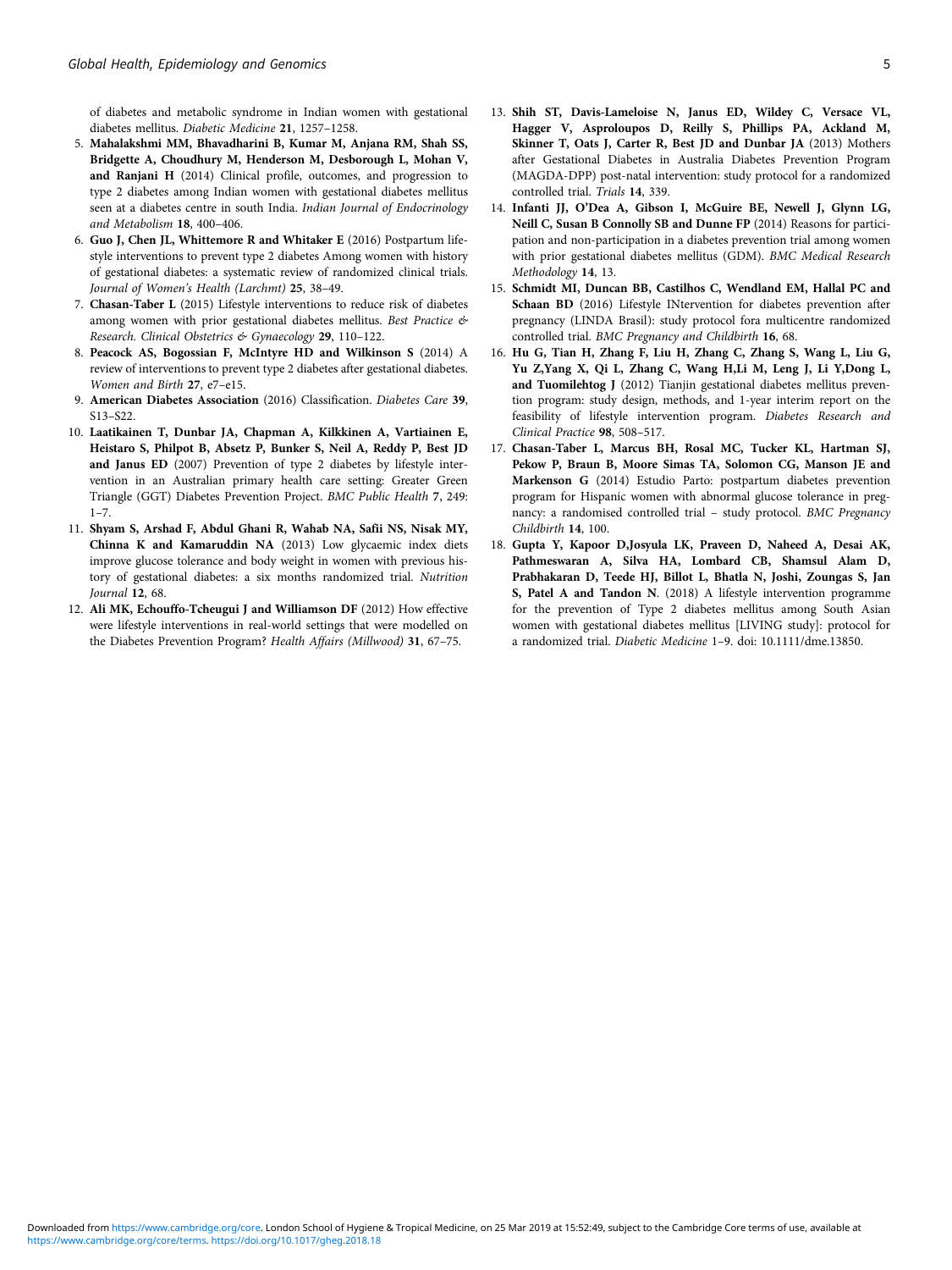of diabetes and metabolic syndrome in Indian women with gestational diabetes mellitus. *Diabetic Medicine* **21**, 1257–1258.

5. **Mahalakshmi MM, Bhavadharini B, Kumar M, Anjana RM, Shah SS, Bridgette A, Choudhury M, Henderson M, Desborough L, Mohan V, and Ranjani H** (2014) Clinical profile, outcomes, and progression to type 2 diabetes among Indian women with gestational diabetes mellitus seen at a diabetes centre in south India. *Indian Journal of Endocrinology and Metabolism* **18**, 400–406.
6. **Guo J, Chen JL, Whittemore R and Whitaker E** (2016) Postpartum lifestyle interventions to prevent type 2 diabetes Among women with history of gestational diabetes: a systematic review of randomized clinical trials. *Journal of Women's Health (Larchmt)* **25**, 38–49.
7. **Chasan-Taber L** (2015) Lifestyle interventions to reduce risk of diabetes among women with prior gestational diabetes mellitus. *Best Practice & Research. Clinical Obstetrics & Gynaecology* **29**, 110–122.
8. **Peacock AS, Bogossian F, McIntyre HD and Wilkinson S** (2014) A review of interventions to prevent type 2 diabetes after gestational diabetes. *Women and Birth* **27**, e7–e15.
9. **American Diabetes Association** (2016) Classification. *Diabetes Care* **39**, S13–S22.
10. **Laatikainen T, Dunbar JA, Chapman A, Kilkkinen A, Vartiainen E, Heistaro S, Philpot B, Absetz P, Bunker S, Neil A, Reddy P, Best JD and Janus ED** (2007) Prevention of type 2 diabetes by lifestyle intervention in an Australian primary health care setting: Greater Green Triangle (GGT) Diabetes Prevention Project. *BMC Public Health* **7**, 249: 1–7.
11. **Shyam S, Arshad F, Abdul Ghani R, Wahab NA, Safii NS, Nisak MY, Chinna K and Kamaruddin NA** (2013) Low glycaemic index diets improve glucose tolerance and body weight in women with previous history of gestational diabetes: a six months randomized trial. *Nutrition Journal* **12**, 68.
12. **Ali MK, Echouffo-Tcheugui J and Williamson DF** (2012) How effective were lifestyle interventions in real-world settings that were modelled on the Diabetes Prevention Program? *Health Affairs (Millwood)* **31**, 67–75.
13. **Shih ST, Davis-Lameloise N, Janus ED, Wildey C, Versace VL, Hagger V, Asproloupos D, Reilly S, Phillips PA, Ackland M, Skinner T, Oats J, Carter R, Best JD and Dunbar JA** (2013) Mothers after Gestational Diabetes in Australia Diabetes Prevention Program (MAGDA-DPP) post-natal intervention: study protocol for a randomized controlled trial. *Trials* **14**, 339.
14. **Infanti JJ, O'Dea A, Gibson I, McGuire BE, Newell J, Glynn LG, Neill C, Susan B Connolly SB and Dunne FP** (2014) Reasons for participation and non-participation in a diabetes prevention trial among women with prior gestational diabetes mellitus (GDM). *BMC Medical Research Methodology* **14**, 13.
15. **Schmidt MI, Duncan BB, Castilhos C, Wendland EM, Hallal PC and Schaan BD** (2016) Lifestyle INtervention for diabetes prevention after pregnancy (LINDA Brasil): study protocol fora multicentre randomized controlled trial. *BMC Pregnancy and Childbirth* **16**, 68.
16. **Hu G, Tian H, Zhang F, Liu H, Zhang C, Zhang S, Wang L, Liu G, Yu Z,Yang X, Qi L, Zhang C, Wang H,Li M, Leng J, Li Y,Dong L, and Tuomilehtog J** (2012) Tianjin gestational diabetes mellitus prevention program: study design, methods, and 1-year interim report on the feasibility of lifestyle intervention program. *Diabetes Research and Clinical Practice* **98**, 508–517.
17. **Chasan-Taber L, Marcus BH, Rosal MC, Tucker KL, Hartman SJ, Pekow P, Braun B, Moore Simas TA, Solomon CG, Manson JE and Markenson G** (2014) Estudio Parto: postpartum diabetes prevention program for Hispanic women with abnormal glucose tolerance in pregnancy: a randomised controlled trial – study protocol. *BMC Pregnancy Childbirth* **14**, 100.
18. **Gupta Y, Kapoor D,Josyula LK, Praveen D, Naheed A, Desai AK, Pathmeswaran A, Silva HA, Lombard CB, Shamsul Alam D, Prabhakaran D, Teede HJ, Billot L, Bhatla N, Joshi, Zoungas S, Jan S, Patel A and Tandon N**. (2018) A lifestyle intervention programme for the prevention of Type 2 diabetes mellitus among South Asian women with gestational diabetes mellitus [LIVING study]: protocol for a randomized trial. *Diabetic Medicine* 1–9. doi: 10.1111/dme.13850.